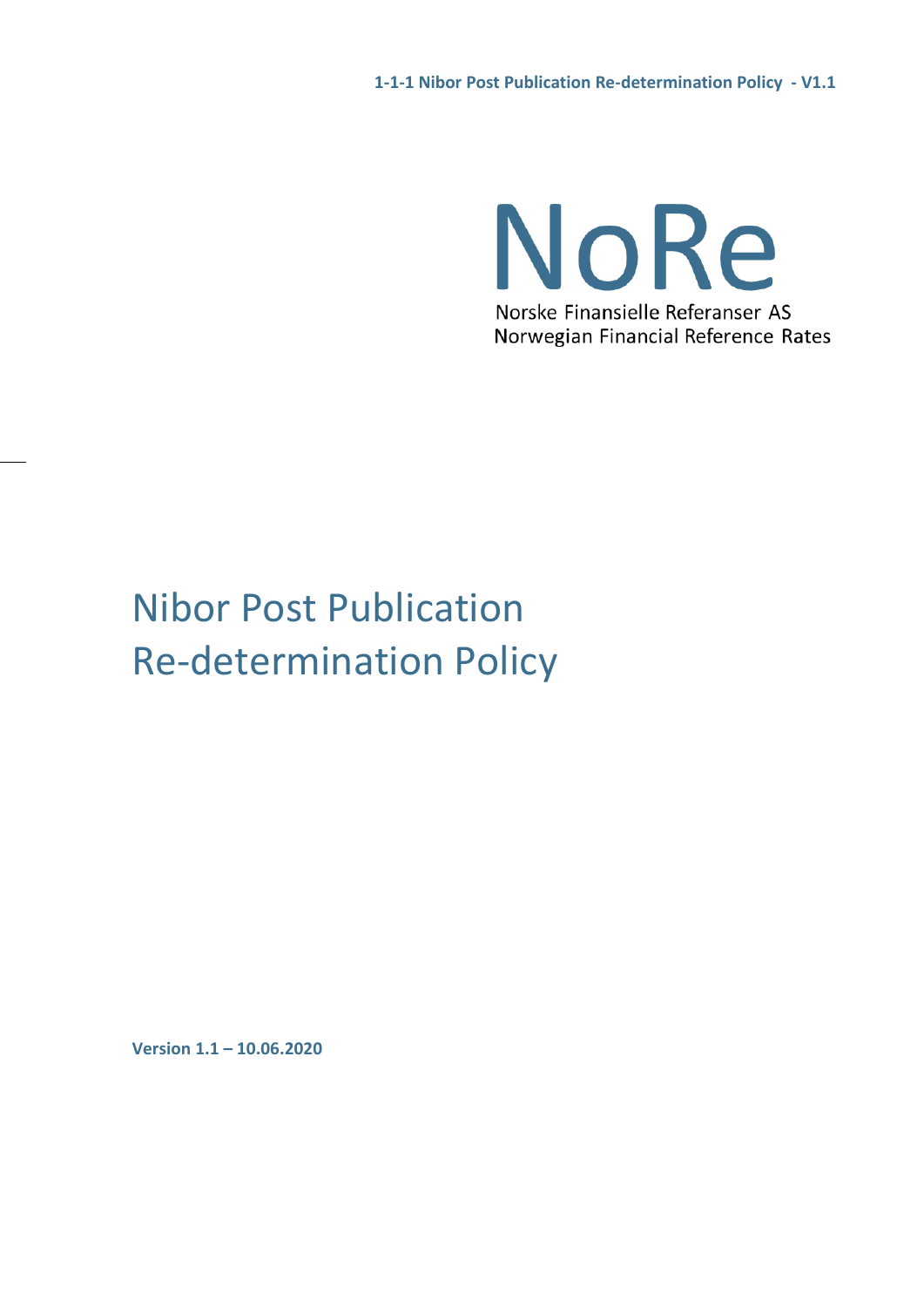NoRe

Norske Finansielle Referanser AS
Norwegian Financial Reference Rates

# Nibor Post Publication Re-determination Policy

**Version 1.1 – 10.06.2020**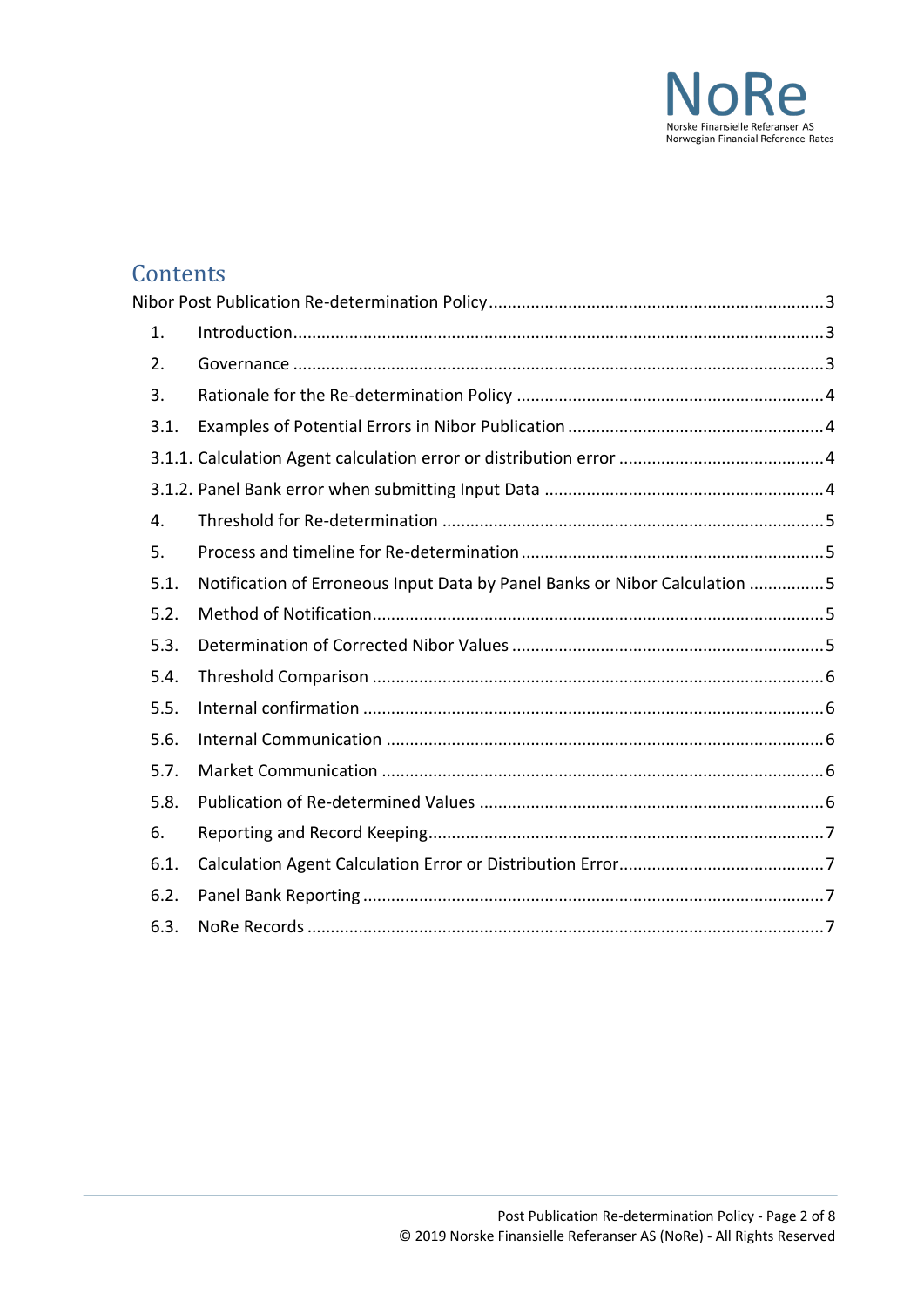## Contents

Nibor Post Publication Re-determination Policy ........................................ 3

1. Introduction ........................................ 3
2. Governance ........................................ 3
3. Rationale for the Re-determination Policy ........................................ 4

3.1. Examples of Potential Errors in Nibor Publication ........................................ 4

3.1.1. Calculation Agent calculation error or distribution error ........................................ 4

3.1.2. Panel Bank error when submitting Input Data ........................................ 4

4. Threshold for Re-determination ........................................ 5
5. Process and timeline for Re-determination ........................................ 5

5.1. Notification of Erroneous Input Data by Panel Banks or Nibor Calculation ........................................ 5

5.2. Method of Notification ........................................ 5

5.3. Determination of Corrected Nibor Values ........................................ 5

5.4. Threshold Comparison ........................................ 6

5.5. Internal confirmation ........................................ 6

5.6. Internal Communication ........................................ 6

5.7. Market Communication ........................................ 6

5.8. Publication of Re-determined Values ........................................ 6

6. Reporting and Record Keeping ........................................ 7

6.1. Calculation Agent Calculation Error or Distribution Error ........................................ 7

6.2. Panel Bank Reporting ........................................ 7

6.3. NoRe Records ........................................ 7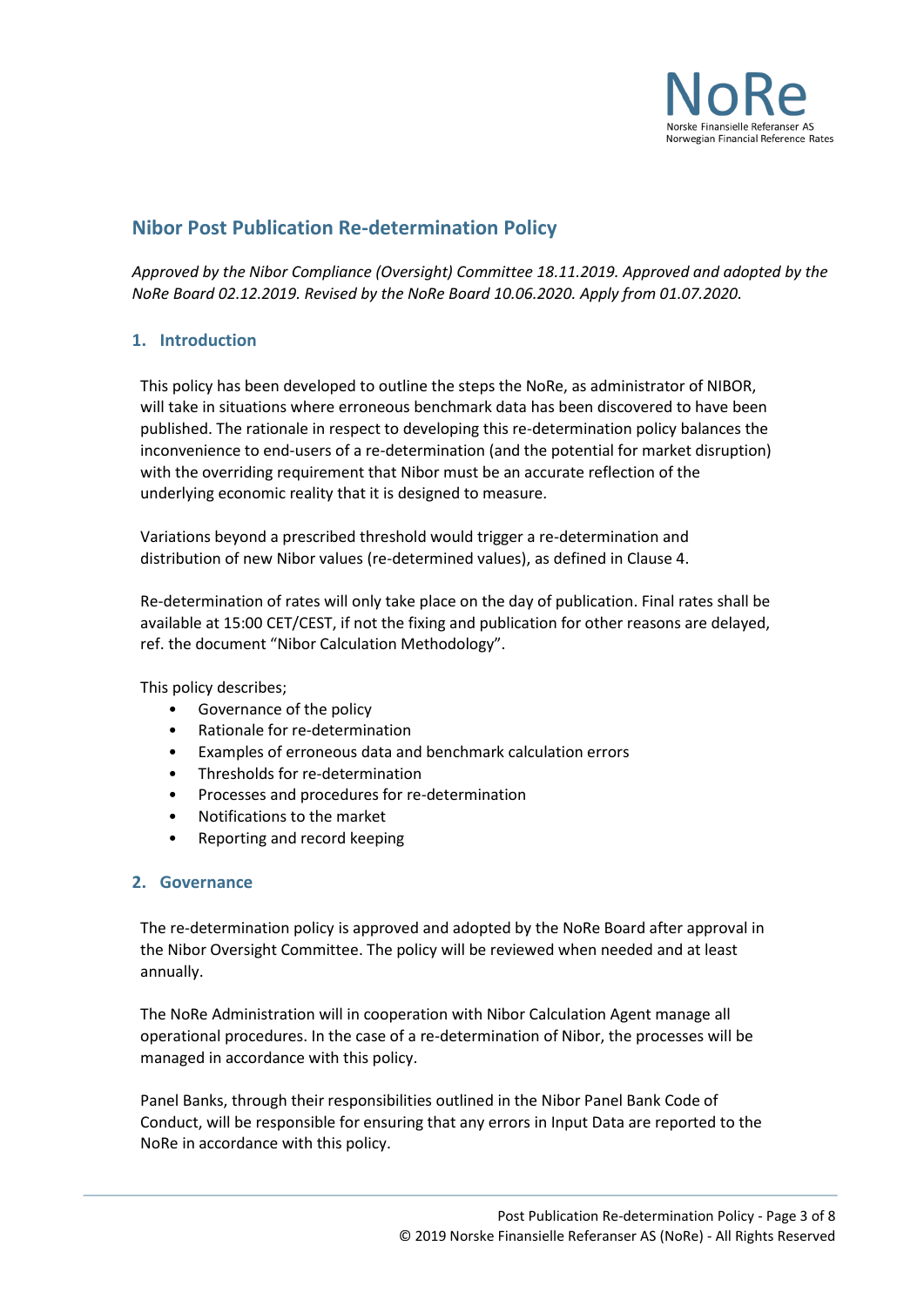## Nibor Post Publication Re-determination Policy

*Approved by the Nibor Compliance (Oversight) Committee 18.11.2019. Approved and adopted by the NoRe Board 02.12.2019. Revised by the NoRe Board 10.06.2020. Apply from 01.07.2020.*

### 1. Introduction

This policy has been developed to outline the steps the NoRe, as administrator of NIBOR, will take in situations where erroneous benchmark data has been discovered to have been published. The rationale in respect to developing this re-determination policy balances the inconvenience to end-users of a re-determination (and the potential for market disruption) with the overriding requirement that Nibor must be an accurate reflection of the underlying economic reality that it is designed to measure.

Variations beyond a prescribed threshold would trigger a re-determination and distribution of new Nibor values (re-determined values), as defined in Clause 4.

Re-determination of rates will only take place on the day of publication. Final rates shall be available at 15:00 CET/CEST, if not the fixing and publication for other reasons are delayed, ref. the document "Nibor Calculation Methodology".

This policy describes;

- Governance of the policy
- Rationale for re-determination
- Examples of erroneous data and benchmark calculation errors
- Thresholds for re-determination
- Processes and procedures for re-determination
- Notifications to the market
- Reporting and record keeping

### 2. Governance

The re-determination policy is approved and adopted by the NoRe Board after approval in the Nibor Oversight Committee. The policy will be reviewed when needed and at least annually.

The NoRe Administration will in cooperation with Nibor Calculation Agent manage all operational procedures. In the case of a re-determination of Nibor, the processes will be managed in accordance with this policy.

Panel Banks, through their responsibilities outlined in the Nibor Panel Bank Code of Conduct, will be responsible for ensuring that any errors in Input Data are reported to the NoRe in accordance with this policy.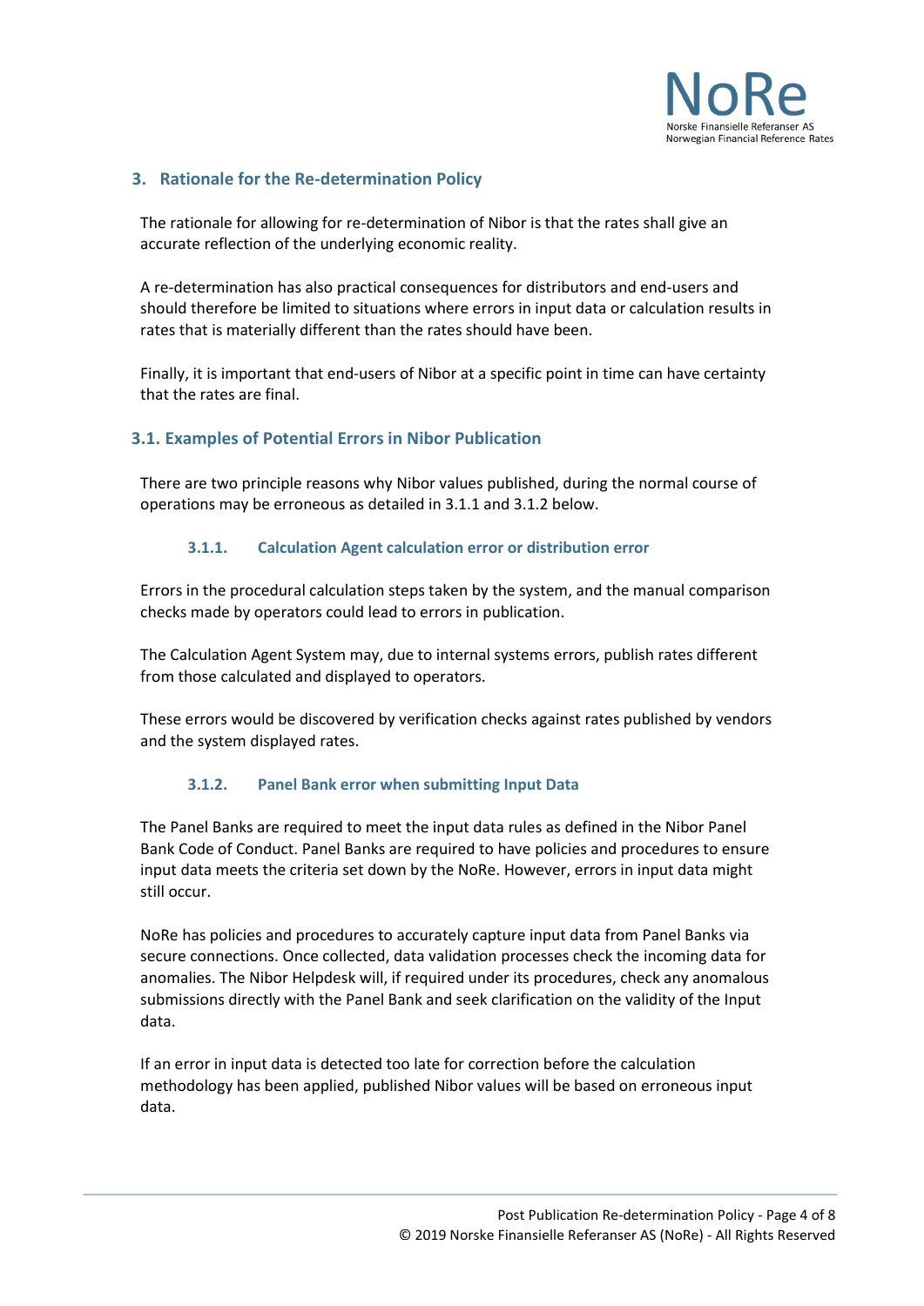## 3. Rationale for the Re-determination Policy

The rationale for allowing for re-determination of Nibor is that the rates shall give an accurate reflection of the underlying economic reality.

A re-determination has also practical consequences for distributors and end-users and should therefore be limited to situations where errors in input data or calculation results in rates that is materially different than the rates should have been.

Finally, it is important that end-users of Nibor at a specific point in time can have certainty that the rates are final.

### 3.1. Examples of Potential Errors in Nibor Publication

There are two principle reasons why Nibor values published, during the normal course of operations may be erroneous as detailed in 3.1.1 and 3.1.2 below.

#### 3.1.1. Calculation Agent calculation error or distribution error

Errors in the procedural calculation steps taken by the system, and the manual comparison checks made by operators could lead to errors in publication.

The Calculation Agent System may, due to internal systems errors, publish rates different from those calculated and displayed to operators.

These errors would be discovered by verification checks against rates published by vendors and the system displayed rates.

#### 3.1.2. Panel Bank error when submitting Input Data

The Panel Banks are required to meet the input data rules as defined in the Nibor Panel Bank Code of Conduct. Panel Banks are required to have policies and procedures to ensure input data meets the criteria set down by the NoRe. However, errors in input data might still occur.

NoRe has policies and procedures to accurately capture input data from Panel Banks via secure connections. Once collected, data validation processes check the incoming data for anomalies. The Nibor Helpdesk will, if required under its procedures, check any anomalous submissions directly with the Panel Bank and seek clarification on the validity of the Input data.

If an error in input data is detected too late for correction before the calculation methodology has been applied, published Nibor values will be based on erroneous input data.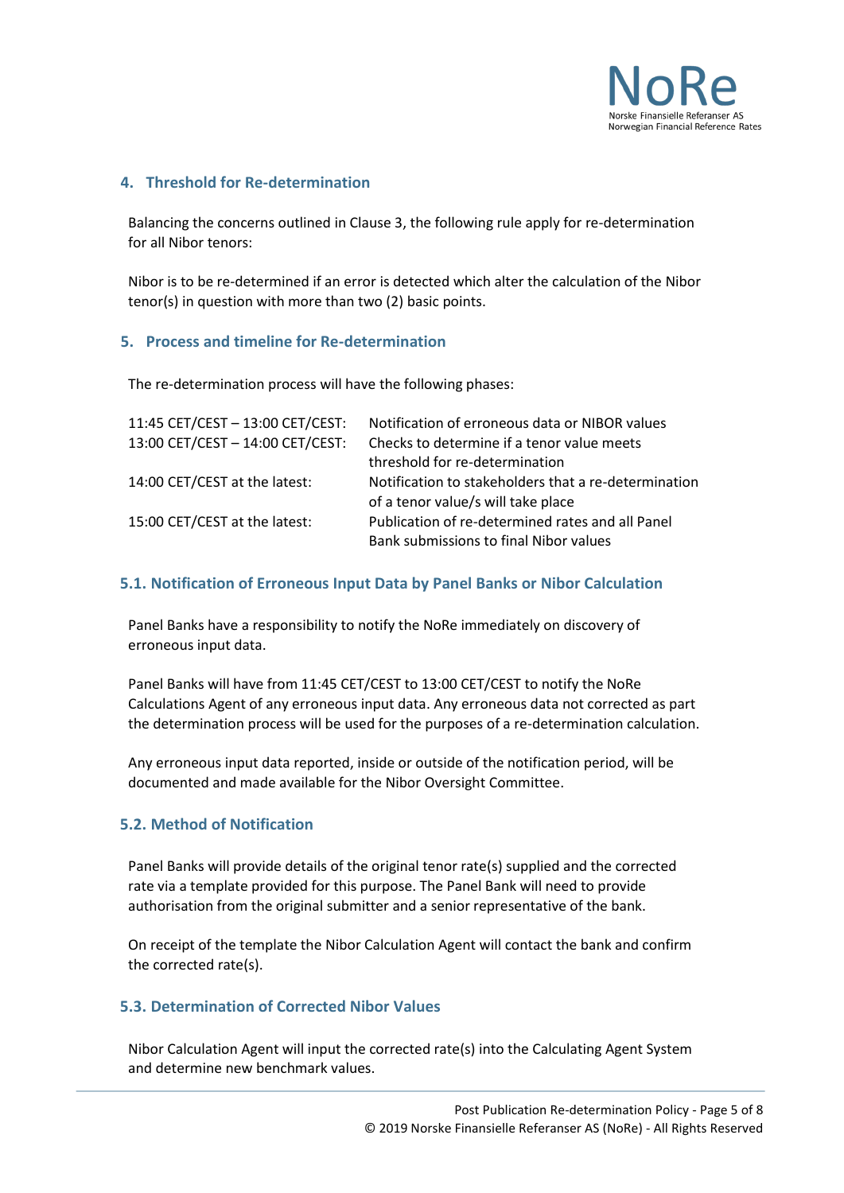## 4. Threshold for Re-determination

Balancing the concerns outlined in Clause 3, the following rule apply for re-determination for all Nibor tenors:

Nibor is to be re-determined if an error is detected which alter the calculation of the Nibor tenor(s) in question with more than two (2) basic points.

## 5. Process and timeline for Re-determination

The re-determination process will have the following phases:

| | |
|---|---|
| 11:45 CET/CEST – 13:00 CET/CEST: | Notification of erroneous data or NIBOR values |
| 13:00 CET/CEST – 14:00 CET/CEST: | Checks to determine if a tenor value meets threshold for re-determination |
| 14:00 CET/CEST at the latest: | Notification to stakeholders that a re-determination of a tenor value/s will take place |
| 15:00 CET/CEST at the latest: | Publication of re-determined rates and all Panel Bank submissions to final Nibor values |

### 5.1. Notification of Erroneous Input Data by Panel Banks or Nibor Calculation

Panel Banks have a responsibility to notify the NoRe immediately on discovery of erroneous input data.

Panel Banks will have from 11:45 CET/CEST to 13:00 CET/CEST to notify the NoRe Calculations Agent of any erroneous input data. Any erroneous data not corrected as part the determination process will be used for the purposes of a re-determination calculation.

Any erroneous input data reported, inside or outside of the notification period, will be documented and made available for the Nibor Oversight Committee.

### 5.2. Method of Notification

Panel Banks will provide details of the original tenor rate(s) supplied and the corrected rate via a template provided for this purpose. The Panel Bank will need to provide authorisation from the original submitter and a senior representative of the bank.

On receipt of the template the Nibor Calculation Agent will contact the bank and confirm the corrected rate(s).

### 5.3. Determination of Corrected Nibor Values

Nibor Calculation Agent will input the corrected rate(s) into the Calculating Agent System and determine new benchmark values.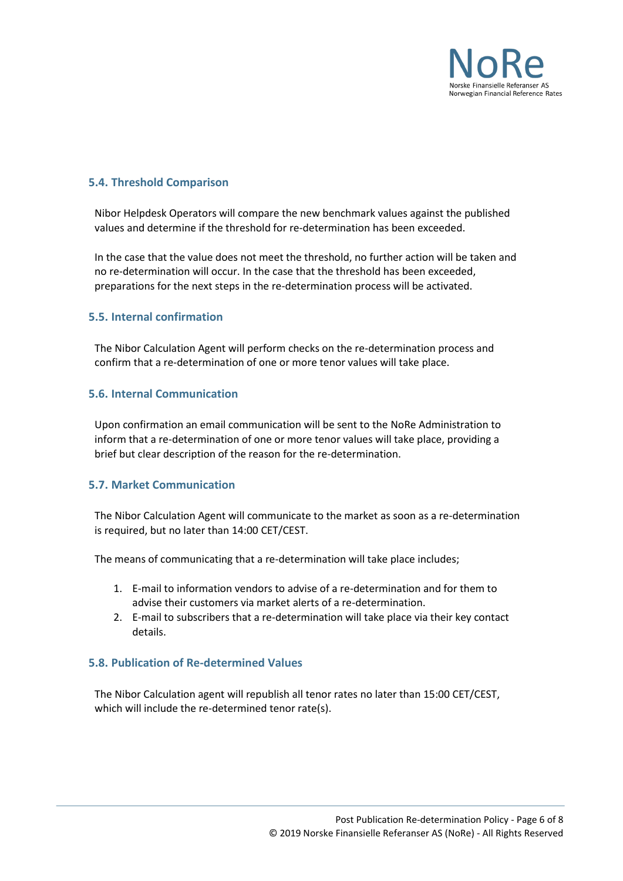### 5.4. Threshold Comparison

Nibor Helpdesk Operators will compare the new benchmark values against the published values and determine if the threshold for re-determination has been exceeded.

In the case that the value does not meet the threshold, no further action will be taken and no re-determination will occur. In the case that the threshold has been exceeded, preparations for the next steps in the re-determination process will be activated.

### 5.5. Internal confirmation

The Nibor Calculation Agent will perform checks on the re-determination process and confirm that a re-determination of one or more tenor values will take place.

### 5.6. Internal Communication

Upon confirmation an email communication will be sent to the NoRe Administration to inform that a re-determination of one or more tenor values will take place, providing a brief but clear description of the reason for the re-determination.

### 5.7. Market Communication

The Nibor Calculation Agent will communicate to the market as soon as a re-determination is required, but no later than 14:00 CET/CEST.

The means of communicating that a re-determination will take place includes;

1. E-mail to information vendors to advise of a re-determination and for them to advise their customers via market alerts of a re-determination.
2. E-mail to subscribers that a re-determination will take place via their key contact details.

### 5.8. Publication of Re-determined Values

The Nibor Calculation agent will republish all tenor rates no later than 15:00 CET/CEST, which will include the re-determined tenor rate(s).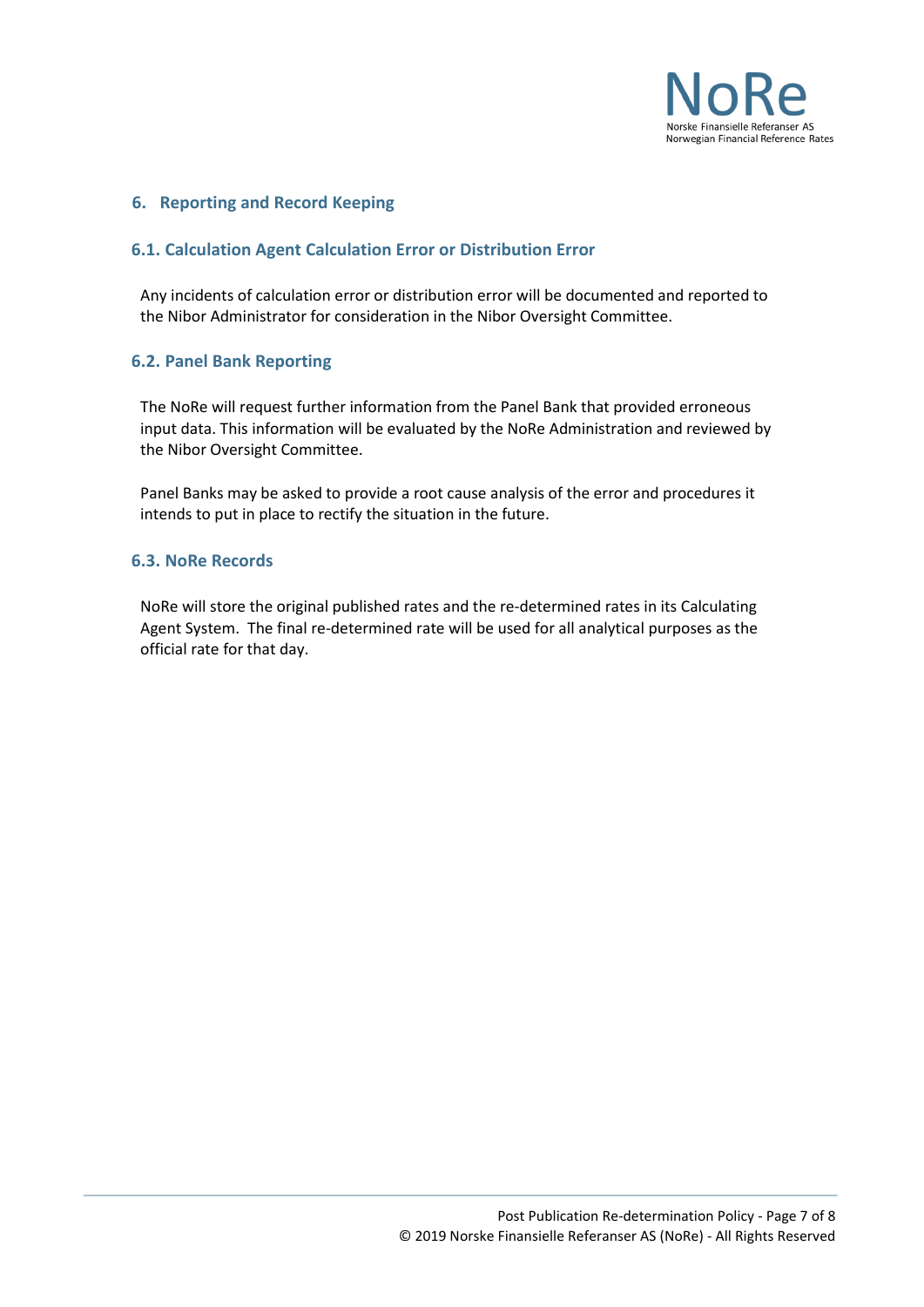## 6. Reporting and Record Keeping

### 6.1. Calculation Agent Calculation Error or Distribution Error

Any incidents of calculation error or distribution error will be documented and reported to the Nibor Administrator for consideration in the Nibor Oversight Committee.

### 6.2. Panel Bank Reporting

The NoRe will request further information from the Panel Bank that provided erroneous input data. This information will be evaluated by the NoRe Administration and reviewed by the Nibor Oversight Committee.

Panel Banks may be asked to provide a root cause analysis of the error and procedures it intends to put in place to rectify the situation in the future.

### 6.3. NoRe Records

NoRe will store the original published rates and the re-determined rates in its Calculating Agent System. The final re-determined rate will be used for all analytical purposes as the official rate for that day.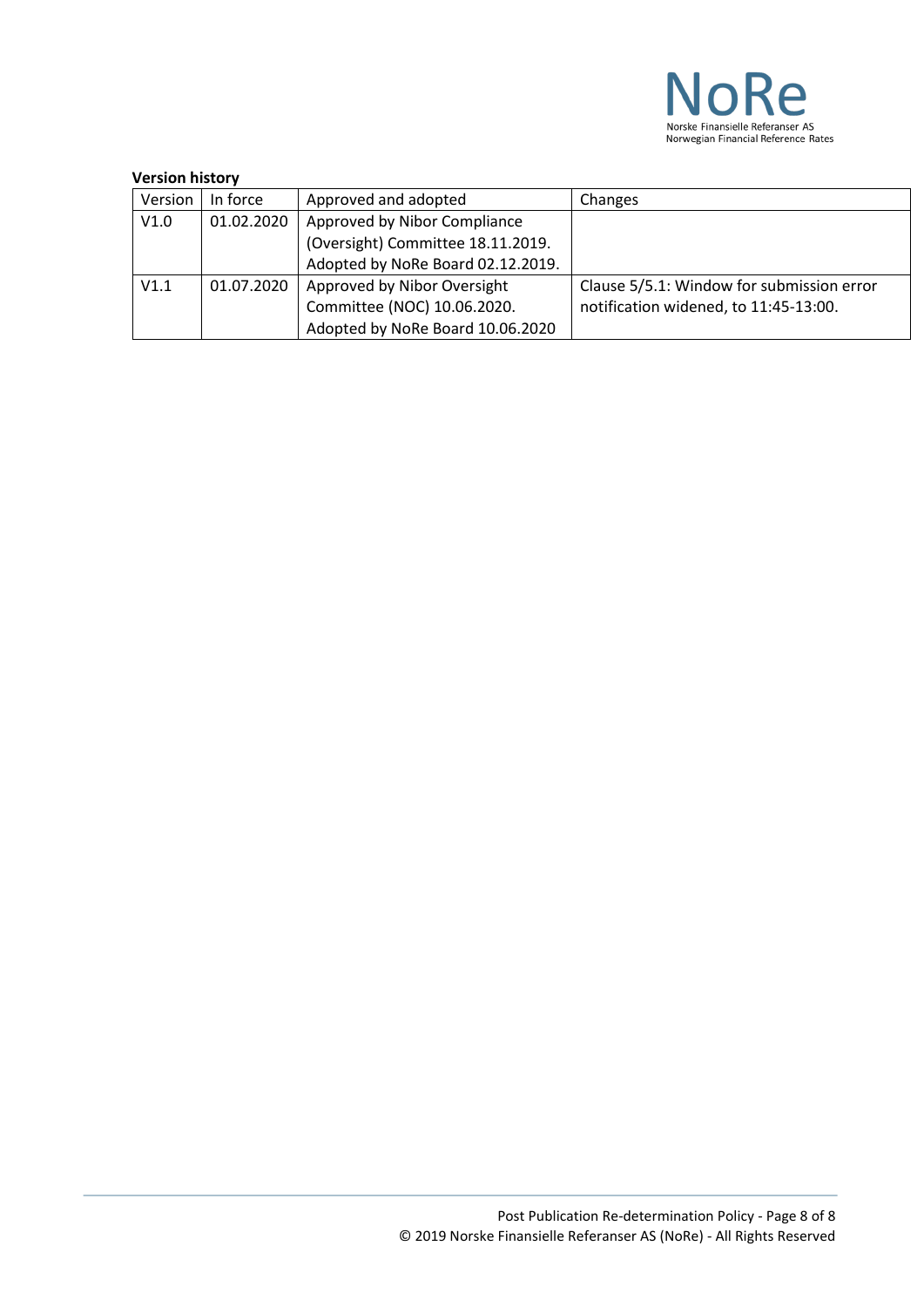**Version history**

| Version | In force | Approved and adopted | Changes |
|---|---|---|---|
| V1.0 | 01.02.2020 | Approved by Nibor Compliance (Oversight) Committee 18.11.2019. Adopted by NoRe Board 02.12.2019. | |
| V1.1 | 01.07.2020 | Approved by Nibor Oversight Committee (NOC) 10.06.2020. Adopted by NoRe Board 10.06.2020 | Clause 5/5.1: Window for submission error notification widened, to 11:45-13:00. |